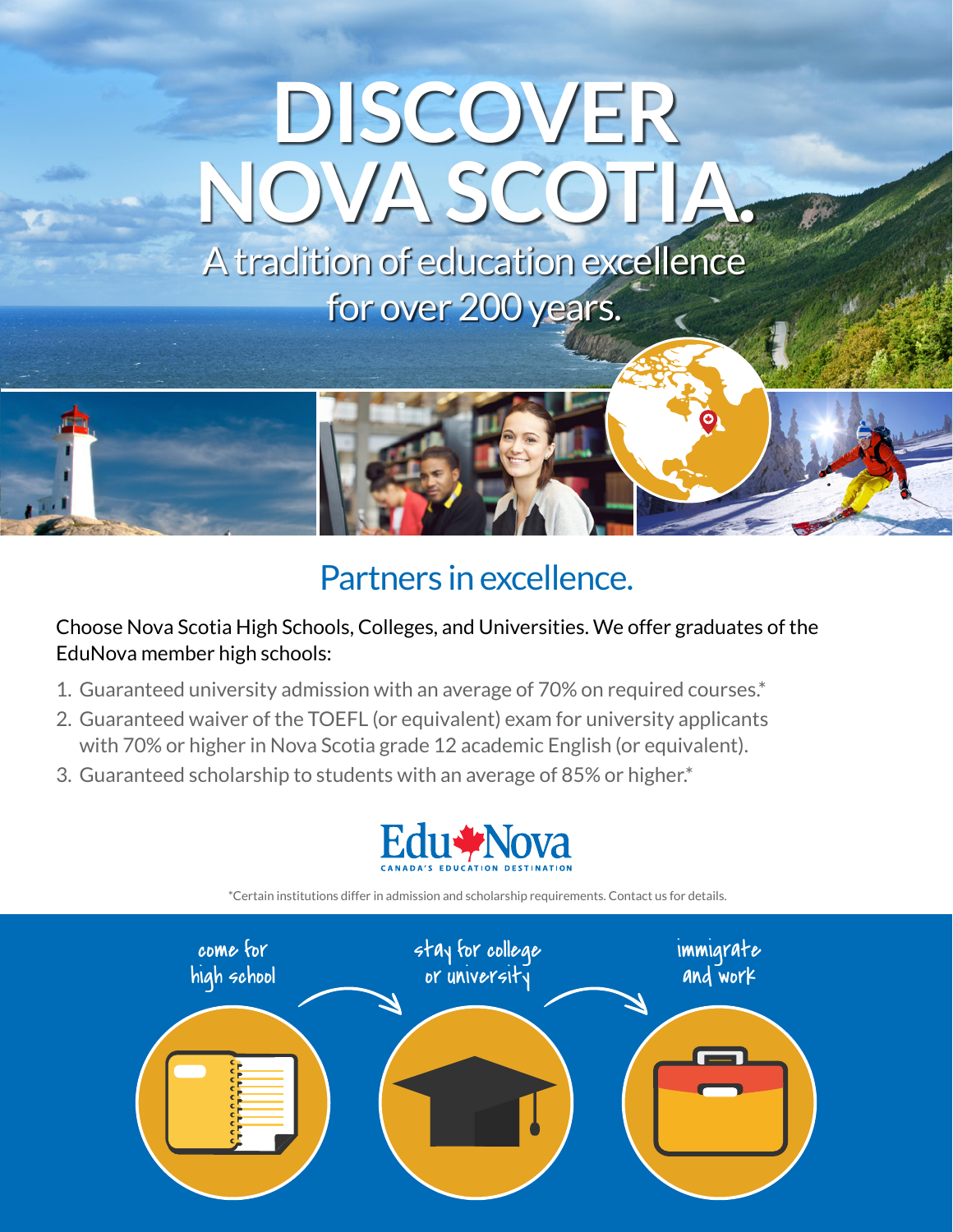# DISCOVER NOVA SCOTIA.

A tradition of education excellence for over 200 years.

## Partners in excellence.

Choose Nova Scotia High Schools, Colleges, and Universities. We offer graduates of the EduNova member high schools:

1. Guaranteed university admission with an average of 70% on required courses.*
2. Guaranteed waiver of the TOEFL (or equivalent) exam for university applicants with 70% or higher in Nova Scotia grade 12 academic English (or equivalent).
3. Guaranteed scholarship to students with an average of 85% or higher.*

EduNova
CANADA'S EDUCATION DESTINATION

*Certain institutions differ in admission and scholarship requirements. Contact us for details.

come for high school → stay for college or university → immigrate and work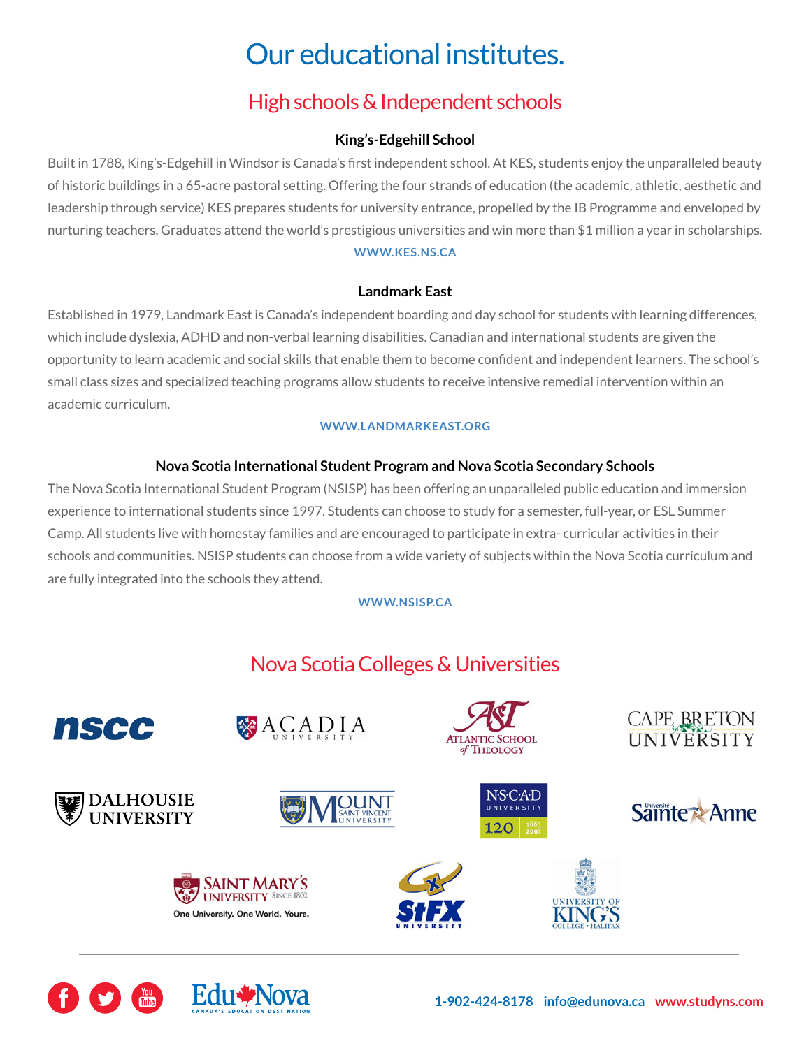# Our educational institutes.

## High schools & Independent schools

### King's-Edgehill School

Built in 1788, King's-Edgehill in Windsor is Canada's first independent school. At KES, students enjoy the unparalleled beauty of historic buildings in a 65-acre pastoral setting. Offering the four strands of education (the academic, athletic, aesthetic and leadership through service) KES prepares students for university entrance, propelled by the IB Programme and enveloped by nurturing teachers. Graduates attend the world's prestigious universities and win more than $1 million a year in scholarships.

WWW.KES.NS.CA

### Landmark East

Established in 1979, Landmark East is Canada's independent boarding and day school for students with learning differences, which include dyslexia, ADHD and non-verbal learning disabilities. Canadian and international students are given the opportunity to learn academic and social skills that enable them to become confident and independent learners. The school's small class sizes and specialized teaching programs allow students to receive intensive remedial intervention within an academic curriculum.

WWW.LANDMARKEAST.ORG

### Nova Scotia International Student Program and Nova Scotia Secondary Schools

The Nova Scotia International Student Program (NSISP) has been offering an unparalleled public education and immersion experience to international students since 1997. Students can choose to study for a semester, full-year, or ESL Summer Camp. All students live with homestay families and are encouraged to participate in extra- curricular activities in their schools and communities. NSISP students can choose from a wide variety of subjects within the Nova Scotia curriculum and are fully integrated into the schools they attend.

WWW.NSISP.CA

---

## Nova Scotia Colleges & Universities

nscc

Acadia University

AST Atlantic School of Theology

Cape Breton University

Dalhousie University

Mount Saint Vincent University

NSCAD University 120 1887 2007

Université Sainte-Anne

Saint Mary's University Since 1802 — One University. One World. Yours.

StFX University

University of King's College • Halifax

---

EduNova — Canada's Education Destination

1-902-424-8178 info@edunova.ca www.studyns.com